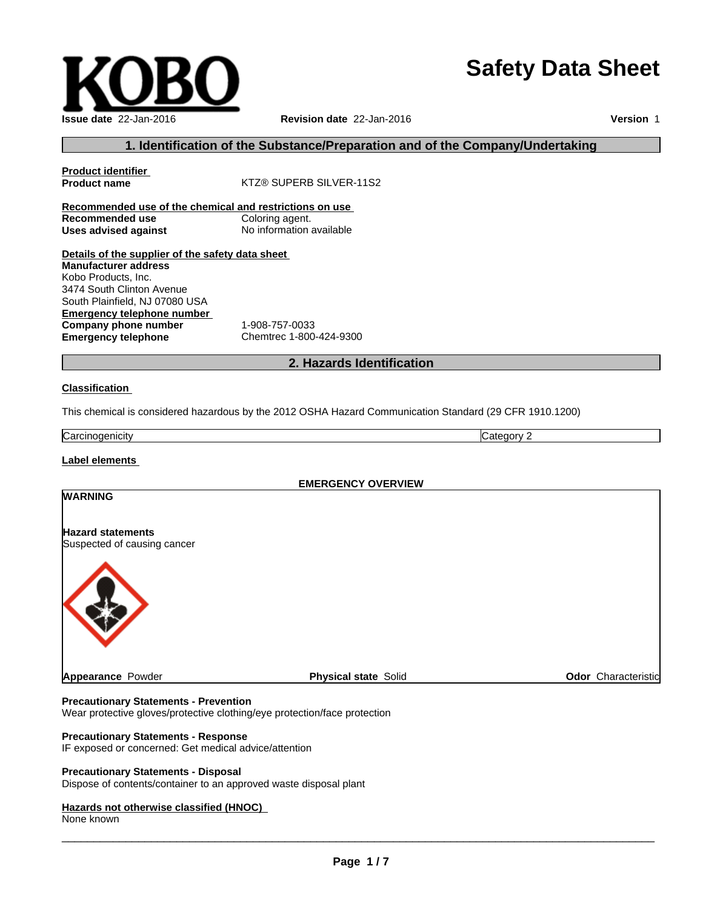KOBO

# Safety Data Sheet

**Issue date** 22-Jan-2016 **Revision date** 22-Jan-2016 **Version** 1

## 1. Identification of the Substance/Preparation and of the Company/Undertaking

**Product identifier**

**Product name** KTZ® SUPERB SILVER-11S2

**Recommended use of the chemical and restrictions on use**

**Recommended use** Coloring agent.

**Uses advised against** No information available

**Details of the supplier of the safety data sheet**

**Manufacturer address**
Kobo Products, Inc.
3474 South Clinton Avenue
South Plainfield, NJ 07080 USA

**Emergency telephone number**

**Company phone number** 1-908-757-0033

**Emergency telephone** Chemtrec 1-800-424-9300

## 2. Hazards Identification

**Classification**

This chemical is considered hazardous by the 2012 OSHA Hazard Communication Standard (29 CFR 1910.1200)

| Carcinogenicity | Category 2 |
|---|---|

**Label elements**

**EMERGENCY OVERVIEW**

**WARNING**

**Hazard statements**
Suspected of causing cancer

**Appearance** Powder **Physical state** Solid **Odor** Characteristic

**Precautionary Statements - Prevention**
Wear protective gloves/protective clothing/eye protection/face protection

**Precautionary Statements - Response**
IF exposed or concerned: Get medical advice/attention

**Precautionary Statements - Disposal**
Dispose of contents/container to an approved waste disposal plant

**Hazards not otherwise classified (HNOC)**
None known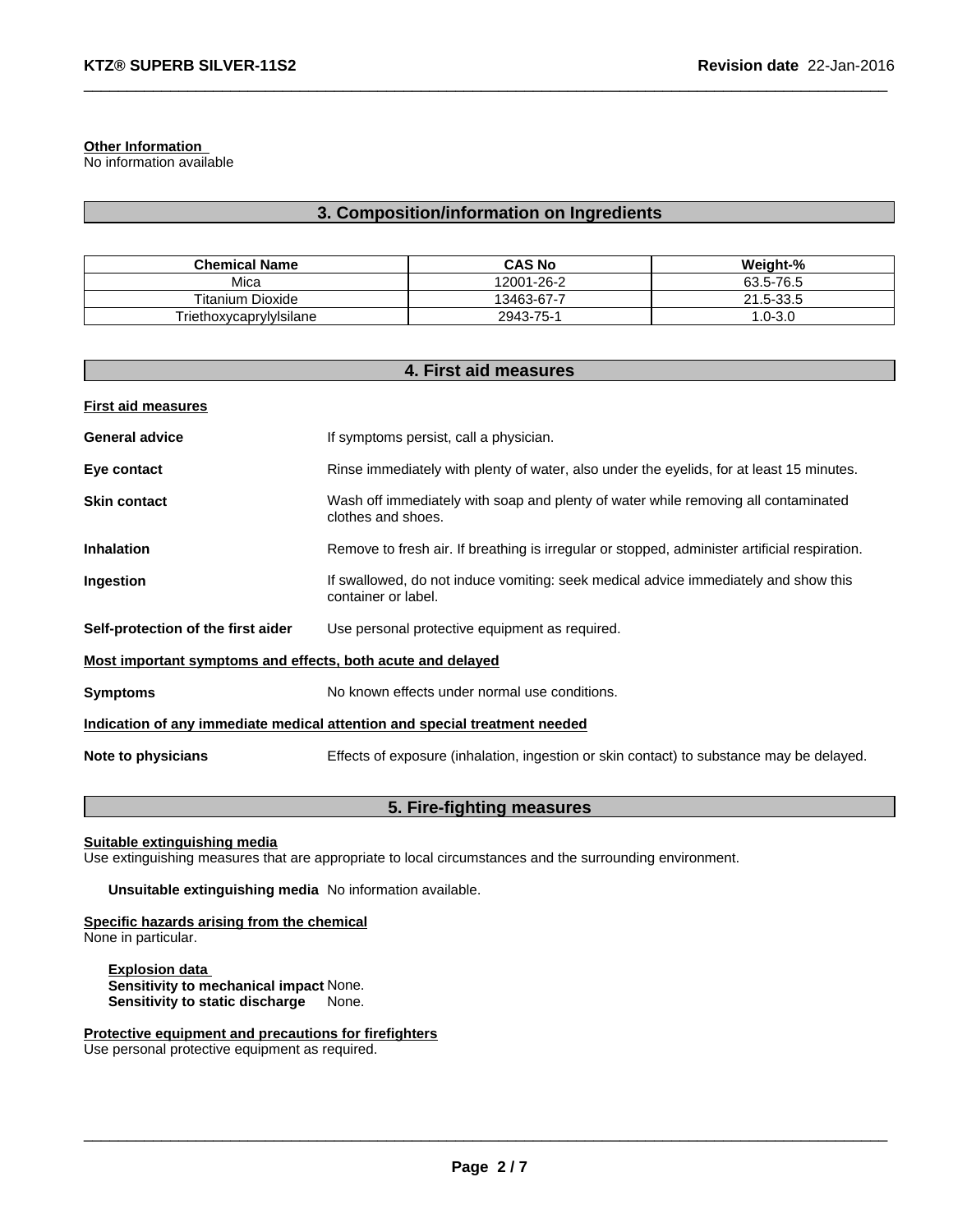**Other Information**
No information available

## 3. Composition/information on Ingredients

| Chemical Name | CAS No | Weight-% |
|---|---|---|
| Mica | 12001-26-2 | 63.5-76.5 |
| Titanium Dioxide | 13463-67-7 | 21.5-33.5 |
| Triethoxycaprylylsilane | 2943-75-1 | 1.0-3.0 |

## 4. First aid measures

**First aid measures**

**General advice** If symptoms persist, call a physician.

**Eye contact** Rinse immediately with plenty of water, also under the eyelids, for at least 15 minutes.

**Skin contact** Wash off immediately with soap and plenty of water while removing all contaminated clothes and shoes.

**Inhalation** Remove to fresh air. If breathing is irregular or stopped, administer artificial respiration.

**Ingestion** If swallowed, do not induce vomiting: seek medical advice immediately and show this container or label.

**Self-protection of the first aider** Use personal protective equipment as required.

**Most important symptoms and effects, both acute and delayed**

**Symptoms** No known effects under normal use conditions.

**Indication of any immediate medical attention and special treatment needed**

**Note to physicians** Effects of exposure (inhalation, ingestion or skin contact) to substance may be delayed.

## 5. Fire-fighting measures

**Suitable extinguishing media**
Use extinguishing measures that are appropriate to local circumstances and the surrounding environment.

**Unsuitable extinguishing media** No information available.

**Specific hazards arising from the chemical**
None in particular.

**Explosion data**
**Sensitivity to mechanical impact** None.
**Sensitivity to static discharge** None.

**Protective equipment and precautions for firefighters**
Use personal protective equipment as required.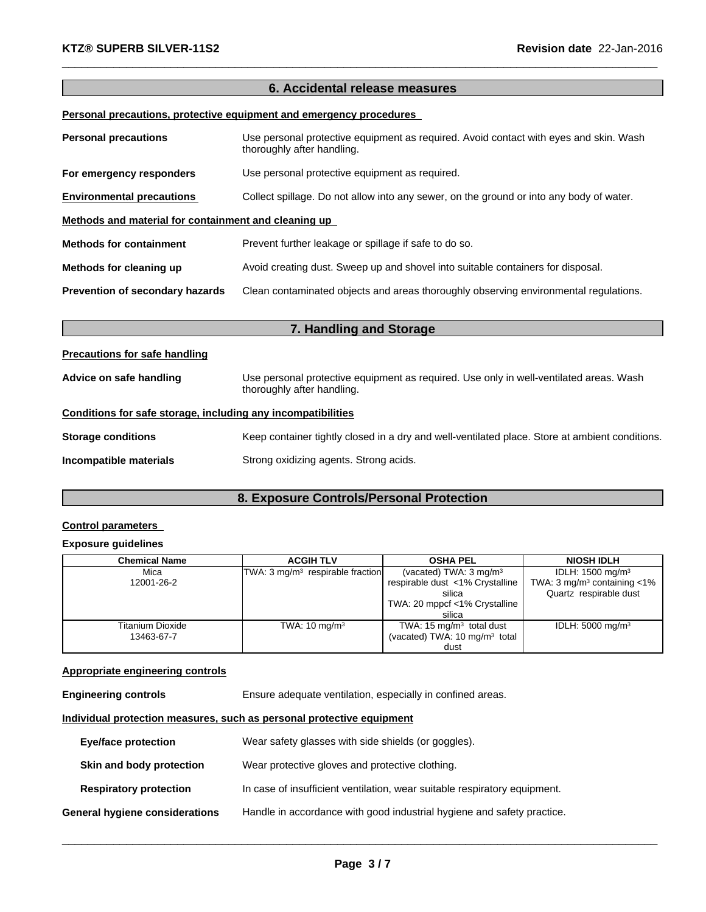## 6. Accidental release measures

**Personal precautions, protective equipment and emergency procedures**

**Personal precautions** Use personal protective equipment as required. Avoid contact with eyes and skin. Wash thoroughly after handling.

**For emergency responders** Use personal protective equipment as required.

**Environmental precautions** Collect spillage. Do not allow into any sewer, on the ground or into any body of water.

**Methods and material for containment and cleaning up**

**Methods for containment** Prevent further leakage or spillage if safe to do so.

**Methods for cleaning up** Avoid creating dust. Sweep up and shovel into suitable containers for disposal.

**Prevention of secondary hazards** Clean contaminated objects and areas thoroughly observing environmental regulations.

## 7. Handling and Storage

**Precautions for safe handling**

**Advice on safe handling** Use personal protective equipment as required. Use only in well-ventilated areas. Wash thoroughly after handling.

**Conditions for safe storage, including any incompatibilities**

**Storage conditions** Keep container tightly closed in a dry and well-ventilated place. Store at ambient conditions.

**Incompatible materials** Strong oxidizing agents. Strong acids.

## 8. Exposure Controls/Personal Protection

**Control parameters**

**Exposure guidelines**

| Chemical Name | ACGIH TLV | OSHA PEL | NIOSH IDLH |
|---|---|---|---|
| Mica<br>12001-26-2 | TWA: 3 mg/m³ respirable fraction | (vacated) TWA: 3 mg/m³ respirable dust <1% Crystalline silica<br>TWA: 20 mppcf <1% Crystalline silica | IDLH: 1500 mg/m³<br>TWA: 3 mg/m³ containing <1% Quartz respirable dust |
| Titanium Dioxide<br>13463-67-7 | TWA: 10 mg/m³ | TWA: 15 mg/m³ total dust<br>(vacated) TWA: 10 mg/m³ total dust | IDLH: 5000 mg/m³ |

**Appropriate engineering controls**

**Engineering controls** Ensure adequate ventilation, especially in confined areas.

**Individual protection measures, such as personal protective equipment**

**Eye/face protection** Wear safety glasses with side shields (or goggles).

**Skin and body protection** Wear protective gloves and protective clothing.

**Respiratory protection** In case of insufficient ventilation, wear suitable respiratory equipment.

**General hygiene considerations** Handle in accordance with good industrial hygiene and safety practice.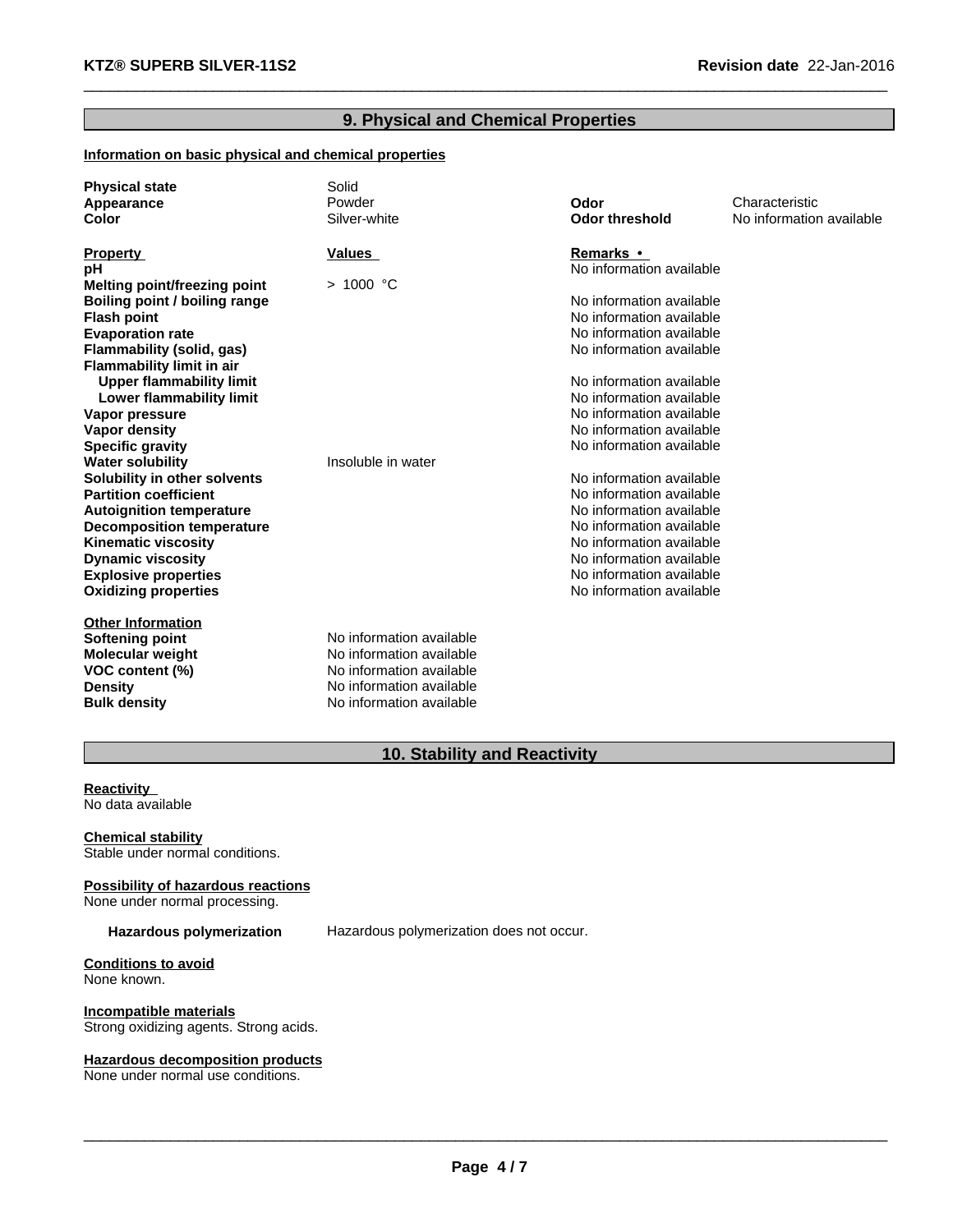## 9. Physical and Chemical Properties

**Information on basic physical and chemical properties**

| | | | |
|---|---|---|---|
| **Physical state** | Solid | | |
| **Appearance** | Powder | **Odor** | Characteristic |
| **Color** | Silver-white | **Odor threshold** | No information available |

| **Property** | **Values** | **Remarks •** |
|---|---|---|
| **pH** | | No information available |
| **Melting point/freezing point** | > 1000 °C | |
| **Boiling point / boiling range** | | No information available |
| **Flash point** | | No information available |
| **Evaporation rate** | | No information available |
| **Flammability (solid, gas)** | | No information available |
| **Flammability limit in air** | | |
| **Upper flammability limit** | | No information available |
| **Lower flammability limit** | | No information available |
| **Vapor pressure** | | No information available |
| **Vapor density** | | No information available |
| **Specific gravity** | | No information available |
| **Water solubility** | Insoluble in water | |
| **Solubility in other solvents** | | No information available |
| **Partition coefficient** | | No information available |
| **Autoignition temperature** | | No information available |
| **Decomposition temperature** | | No information available |
| **Kinematic viscosity** | | No information available |
| **Dynamic viscosity** | | No information available |
| **Explosive properties** | | No information available |
| **Oxidizing properties** | | No information available |

**Other Information**

| | |
|---|---|
| **Softening point** | No information available |
| **Molecular weight** | No information available |
| **VOC content (%)** | No information available |
| **Density** | No information available |
| **Bulk density** | No information available |

## 10. Stability and Reactivity

**Reactivity**
No data available

**Chemical stability**
Stable under normal conditions.

**Possibility of hazardous reactions**
None under normal processing.

**Hazardous polymerization** Hazardous polymerization does not occur.

**Conditions to avoid**
None known.

**Incompatible materials**
Strong oxidizing agents. Strong acids.

**Hazardous decomposition products**
None under normal use conditions.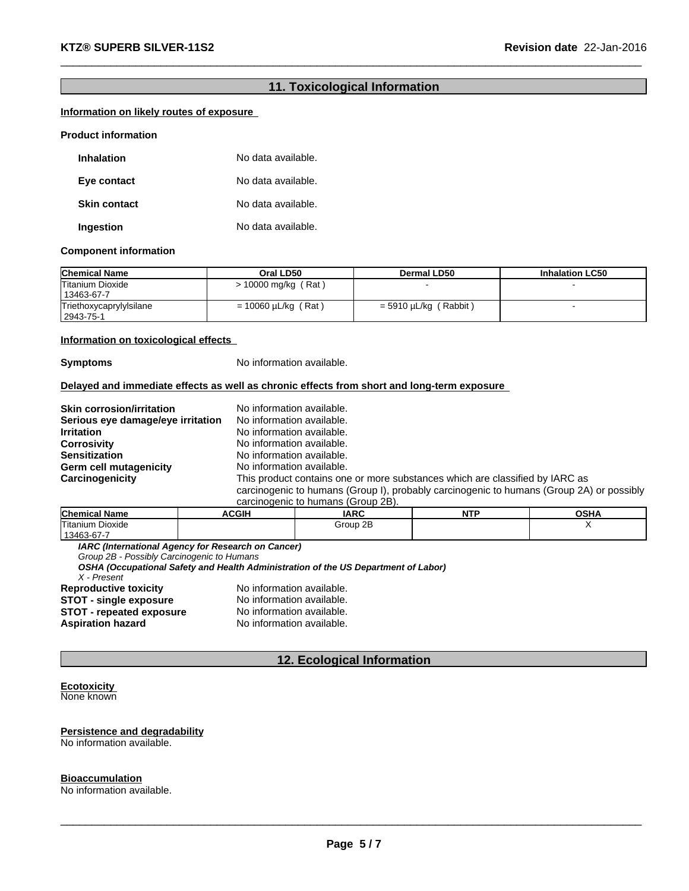## 11. Toxicological Information

**Information on likely routes of exposure**

**Product information**

**Inhalation** No data available.

**Eye contact** No data available.

**Skin contact** No data available.

**Ingestion** No data available.

**Component information**

| Chemical Name | Oral LD50 | Dermal LD50 | Inhalation LC50 |
|---|---|---|---|
| Titanium Dioxide 13463-67-7 | > 10000 mg/kg ( Rat ) | - | - |
| Triethoxycaprylylsilane 2943-75-1 | = 10060 µL/kg ( Rat ) | = 5910 µL/kg ( Rabbit ) | - |

**Information on toxicological effects**

**Symptoms** No information available.

**Delayed and immediate effects as well as chronic effects from short and long-term exposure**

**Skin corrosion/irritation** No information available.
**Serious eye damage/eye irritation** No information available.
**Irritation** No information available.
**Corrosivity** No information available.
**Sensitization** No information available.
**Germ cell mutagenicity** No information available.
**Carcinogenicity** This product contains one or more substances which are classified by IARC as carcinogenic to humans (Group I), probably carcinogenic to humans (Group 2A) or possibly carcinogenic to humans (Group 2B).

| Chemical Name | ACGIH | IARC | NTP | OSHA |
|---|---|---|---|---|
| Titanium Dioxide 13463-67-7 | | Group 2B | | X |

***IARC (International Agency for Research on Cancer)***
*Group 2B - Possibly Carcinogenic to Humans*
***OSHA (Occupational Safety and Health Administration of the US Department of Labor)***
*X - Present*

**Reproductive toxicity** No information available.
**STOT - single exposure** No information available.
**STOT - repeated exposure** No information available.
**Aspiration hazard** No information available.

## 12. Ecological Information

**Ecotoxicity**
None known

**Persistence and degradability**
No information available.

**Bioaccumulation**
No information available.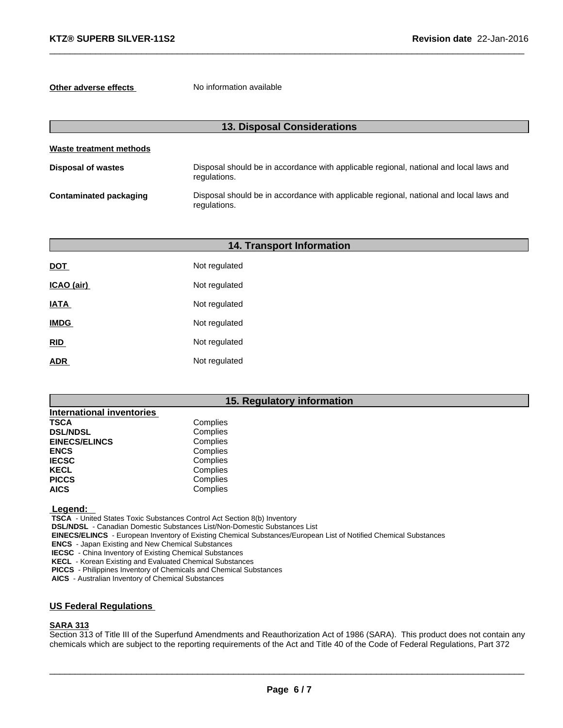**Other adverse effects** No information available

## 13. Disposal Considerations

**Waste treatment methods**

| | |
|---|---|
| **Disposal of wastes** | Disposal should be in accordance with applicable regional, national and local laws and regulations. |
| **Contaminated packaging** | Disposal should be in accordance with applicable regional, national and local laws and regulations. |

## 14. Transport Information

| | |
|---|---|
| **DOT** | Not regulated |
| **ICAO (air)** | Not regulated |
| **IATA** | Not regulated |
| **IMDG** | Not regulated |
| **RID** | Not regulated |
| **ADR** | Not regulated |

## 15. Regulatory information

**International inventories**

| | |
|---|---|
| **TSCA** | Complies |
| **DSL/NDSL** | Complies |
| **EINECS/ELINCS** | Complies |
| **ENCS** | Complies |
| **IECSC** | Complies |
| **KECL** | Complies |
| **PICCS** | Complies |
| **AICS** | Complies |

**Legend:**

**TSCA** - United States Toxic Substances Control Act Section 8(b) Inventory
**DSL/NDSL** - Canadian Domestic Substances List/Non-Domestic Substances List
**EINECS/ELINCS** - European Inventory of Existing Chemical Substances/European List of Notified Chemical Substances
**ENCS** - Japan Existing and New Chemical Substances
**IECSC** - China Inventory of Existing Chemical Substances
**KECL** - Korean Existing and Evaluated Chemical Substances
**PICCS** - Philippines Inventory of Chemicals and Chemical Substances
**AICS** - Australian Inventory of Chemical Substances

### US Federal Regulations

**SARA 313**

Section 313 of Title III of the Superfund Amendments and Reauthorization Act of 1986 (SARA). This product does not contain any chemicals which are subject to the reporting requirements of the Act and Title 40 of the Code of Federal Regulations, Part 372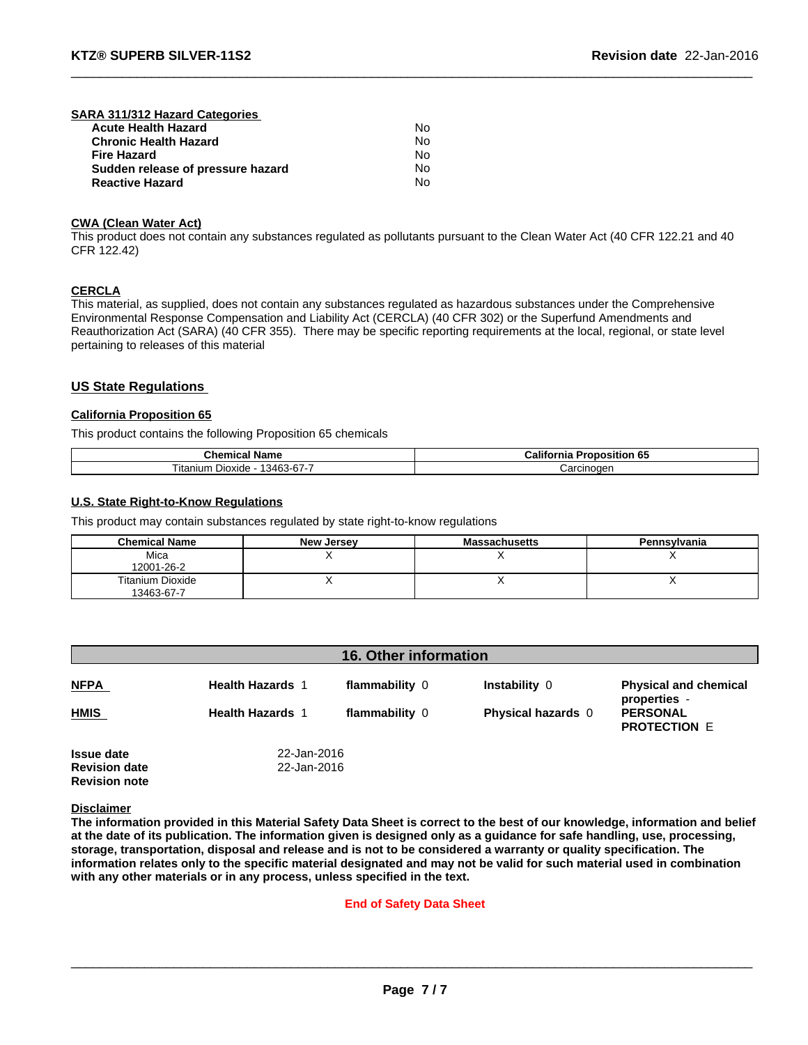#### SARA 311/312 Hazard Categories

| | |
|---|---|
| **Acute Health Hazard** | No |
| **Chronic Health Hazard** | No |
| **Fire Hazard** | No |
| **Sudden release of pressure hazard** | No |
| **Reactive Hazard** | No |

#### CWA (Clean Water Act)

This product does not contain any substances regulated as pollutants pursuant to the Clean Water Act (40 CFR 122.21 and 40 CFR 122.42)

#### CERCLA

This material, as supplied, does not contain any substances regulated as hazardous substances under the Comprehensive Environmental Response Compensation and Liability Act (CERCLA) (40 CFR 302) or the Superfund Amendments and Reauthorization Act (SARA) (40 CFR 355). There may be specific reporting requirements at the local, regional, or state level pertaining to releases of this material

### US State Regulations

#### California Proposition 65

This product contains the following Proposition 65 chemicals

| Chemical Name | California Proposition 65 |
|---|---|
| Titanium Dioxide - 13463-67-7 | Carcinogen |

#### U.S. State Right-to-Know Regulations

This product may contain substances regulated by state right-to-know regulations

| Chemical Name | New Jersey | Massachusetts | Pennsylvania |
|---|---|---|---|
| Mica 12001-26-2 | X | X | X |
| Titanium Dioxide 13463-67-7 | X | X | X |

## 16. Other information

| | | | | |
|---|---|---|---|---|
| **NFPA** | **Health Hazards** 1 | **flammability** 0 | **Instability** 0 | **Physical and chemical properties** - |
| **HMIS** | **Health Hazards** 1 | **flammability** 0 | **Physical hazards** 0 | **PERSONAL PROTECTION** E |

**Issue date** 22-Jan-2016
**Revision date** 22-Jan-2016
**Revision note**

#### Disclaimer

**The information provided in this Material Safety Data Sheet is correct to the best of our knowledge, information and belief at the date of its publication. The information given is designed only as a guidance for safe handling, use, processing, storage, transportation, disposal and release and is not to be considered a warranty or quality specification. The information relates only to the specific material designated and may not be valid for such material used in combination with any other materials or in any process, unless specified in the text.**

**End of Safety Data Sheet**